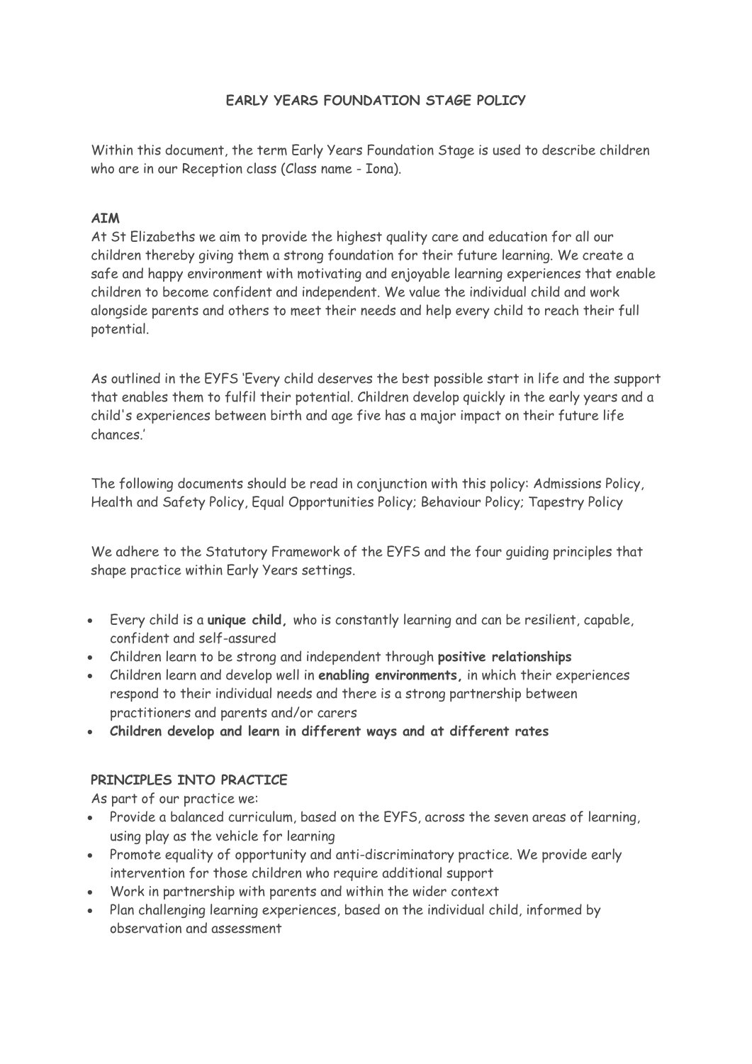# EARLY YEARS FOUNDATION STAGE POLICY

Within this document, the term Early Years Foundation Stage is used to describe children who are in our Reception class (Class name - Iona).

## AIM

At St Elizabeths we aim to provide the highest quality care and education for all our children thereby giving them a strong foundation for their future learning. We create a safe and happy environment with motivating and enjoyable learning experiences that enable children to become confident and independent. We value the individual child and work alongside parents and others to meet their needs and help every child to reach their full potential.

As outlined in the EYFS 'Every child deserves the best possible start in life and the support that enables them to fulfil their potential. Children develop quickly in the early years and a child's experiences between birth and age five has a major impact on their future life chances.'

The following documents should be read in conjunction with this policy: Admissions Policy, Health and Safety Policy, Equal Opportunities Policy; Behaviour Policy; Tapestry Policy

We adhere to the Statutory Framework of the EYFS and the four guiding principles that shape practice within Early Years settings.

- Every child is a **unique child,** who is constantly learning and can be resilient, capable, confident and self-assured
- Children learn to be strong and independent through **positive relationships**
- Children learn and develop well in **enabling environments,** in which their experiences respond to their individual needs and there is a strong partnership between practitioners and parents and/or carers
- **Children develop and learn in different ways and at different rates**

## PRINCIPLES INTO PRACTICE

As part of our practice we:

- Provide a balanced curriculum, based on the EYFS, across the seven areas of learning, using play as the vehicle for learning
- Promote equality of opportunity and anti-discriminatory practice. We provide early intervention for those children who require additional support
- Work in partnership with parents and within the wider context
- Plan challenging learning experiences, based on the individual child, informed by observation and assessment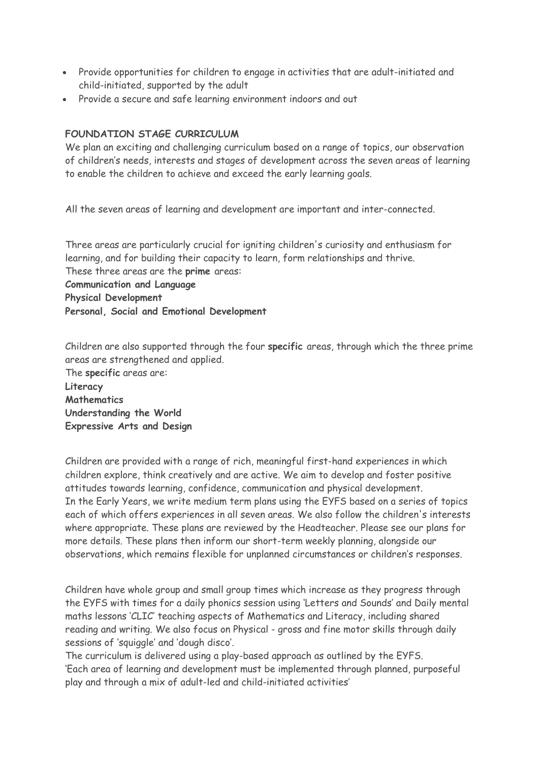- Provide opportunities for children to engage in activities that are adult-initiated and child-initiated, supported by the adult
- Provide a secure and safe learning environment indoors and out

**FOUNDATION STAGE CURRICULUM**

We plan an exciting and challenging curriculum based on a range of topics, our observation of children's needs, interests and stages of development across the seven areas of learning to enable the children to achieve and exceed the early learning goals.

All the seven areas of learning and development are important and inter-connected.

Three areas are particularly crucial for igniting children's curiosity and enthusiasm for learning, and for building their capacity to learn, form relationships and thrive.
These three areas are the **prime** areas:
**Communication and Language**
**Physical Development**
**Personal, Social and Emotional Development**

Children are also supported through the four **specific** areas, through which the three prime areas are strengthened and applied.
The **specific** areas are:
**Literacy**
**Mathematics**
**Understanding the World**
**Expressive Arts and Design**

Children are provided with a range of rich, meaningful first-hand experiences in which children explore, think creatively and are active. We aim to develop and foster positive attitudes towards learning, confidence, communication and physical development.
In the Early Years, we write medium term plans using the EYFS based on a series of topics each of which offers experiences in all seven areas. We also follow the children's interests where appropriate. These plans are reviewed by the Headteacher. Please see our plans for more details. These plans then inform our short-term weekly planning, alongside our observations, which remains flexible for unplanned circumstances or children's responses.

Children have whole group and small group times which increase as they progress through the EYFS with times for a daily phonics session using 'Letters and Sounds' and Daily mental maths lessons 'CLIC' teaching aspects of Mathematics and Literacy, including shared reading and writing. We also focus on Physical - gross and fine motor skills through daily sessions of 'squiggle' and 'dough disco'.
The curriculum is delivered using a play-based approach as outlined by the EYFS.
'Each area of learning and development must be implemented through planned, purposeful play and through a mix of adult-led and child-initiated activities'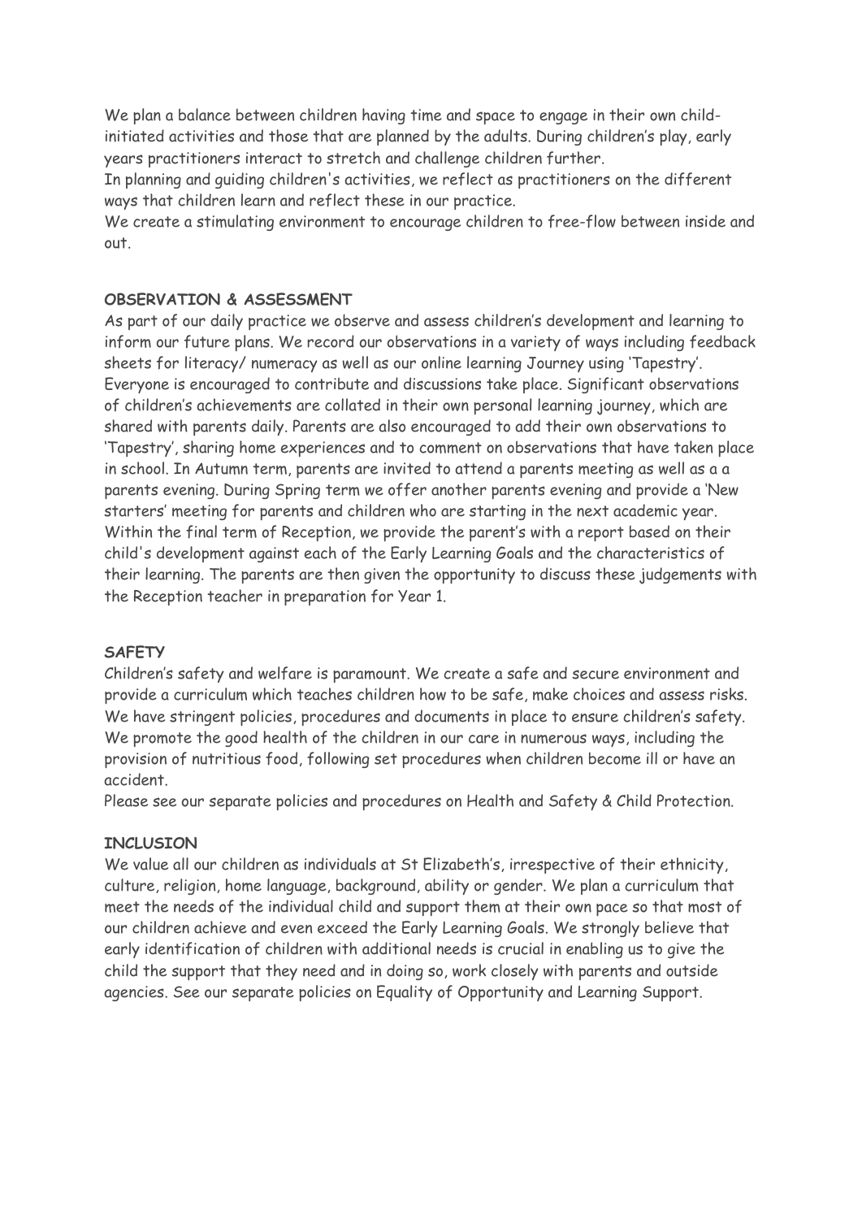We plan a balance between children having time and space to engage in their own child-initiated activities and those that are planned by the adults. During children's play, early years practitioners interact to stretch and challenge children further.

In planning and guiding children's activities, we reflect as practitioners on the different ways that children learn and reflect these in our practice.

We create a stimulating environment to encourage children to free-flow between inside and out.

**OBSERVATION & ASSESSMENT**

As part of our daily practice we observe and assess children's development and learning to inform our future plans. We record our observations in a variety of ways including feedback sheets for literacy/ numeracy as well as our online learning Journey using 'Tapestry'. Everyone is encouraged to contribute and discussions take place. Significant observations of children's achievements are collated in their own personal learning journey, which are shared with parents daily. Parents are also encouraged to add their own observations to 'Tapestry', sharing home experiences and to comment on observations that have taken place in school. In Autumn term, parents are invited to attend a parents meeting as well as a a parents evening. During Spring term we offer another parents evening and provide a 'New starters' meeting for parents and children who are starting in the next academic year. Within the final term of Reception, we provide the parent's with a report based on their child's development against each of the Early Learning Goals and the characteristics of their learning. The parents are then given the opportunity to discuss these judgements with the Reception teacher in preparation for Year 1.

**SAFETY**

Children's safety and welfare is paramount. We create a safe and secure environment and provide a curriculum which teaches children how to be safe, make choices and assess risks. We have stringent policies, procedures and documents in place to ensure children's safety. We promote the good health of the children in our care in numerous ways, including the provision of nutritious food, following set procedures when children become ill or have an accident.

Please see our separate policies and procedures on Health and Safety & Child Protection.

**INCLUSION**

We value all our children as individuals at St Elizabeth's, irrespective of their ethnicity, culture, religion, home language, background, ability or gender. We plan a curriculum that meet the needs of the individual child and support them at their own pace so that most of our children achieve and even exceed the Early Learning Goals. We strongly believe that early identification of children with additional needs is crucial in enabling us to give the child the support that they need and in doing so, work closely with parents and outside agencies. See our separate policies on Equality of Opportunity and Learning Support.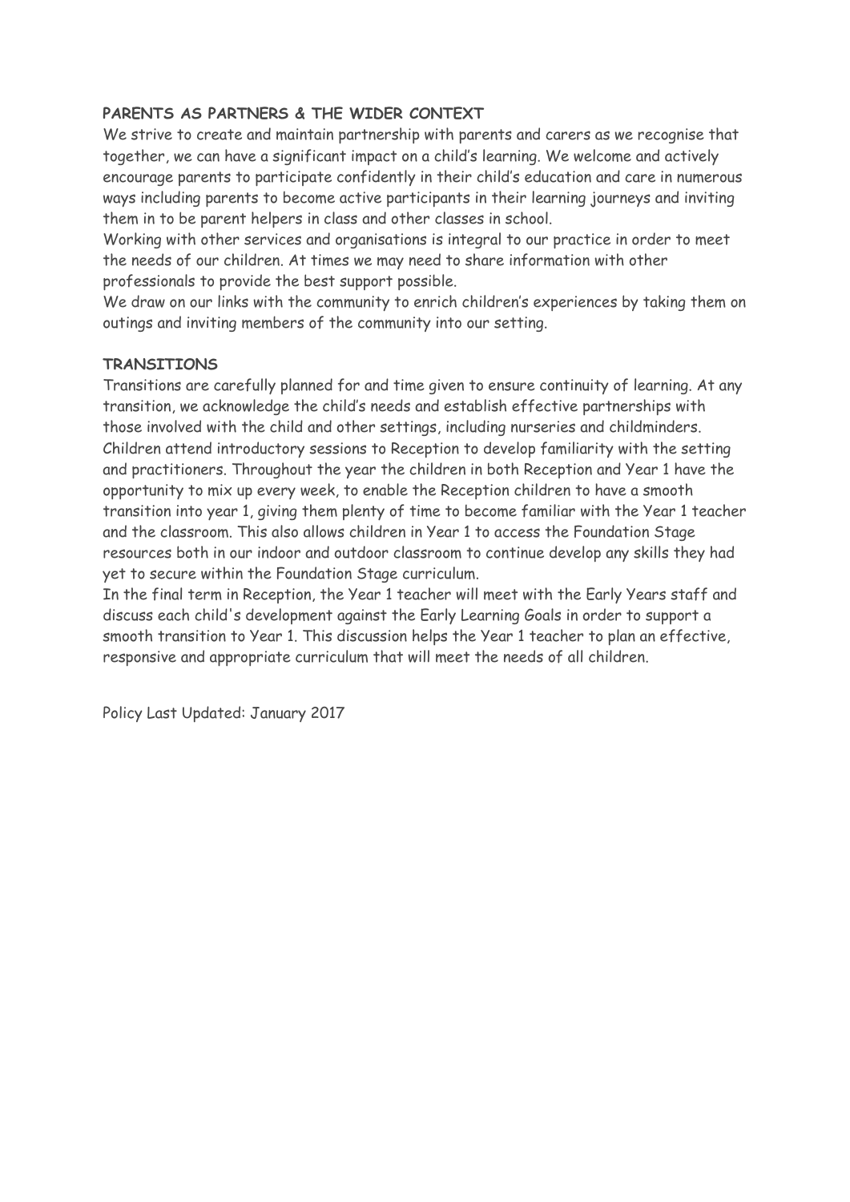**PARENTS AS PARTNERS & THE WIDER CONTEXT**

We strive to create and maintain partnership with parents and carers as we recognise that together, we can have a significant impact on a child's learning. We welcome and actively encourage parents to participate confidently in their child's education and care in numerous ways including parents to become active participants in their learning journeys and inviting them in to be parent helpers in class and other classes in school.

Working with other services and organisations is integral to our practice in order to meet the needs of our children. At times we may need to share information with other professionals to provide the best support possible.

We draw on our links with the community to enrich children's experiences by taking them on outings and inviting members of the community into our setting.

**TRANSITIONS**

Transitions are carefully planned for and time given to ensure continuity of learning. At any transition, we acknowledge the child's needs and establish effective partnerships with those involved with the child and other settings, including nurseries and childminders. Children attend introductory sessions to Reception to develop familiarity with the setting and practitioners. Throughout the year the children in both Reception and Year 1 have the opportunity to mix up every week, to enable the Reception children to have a smooth transition into year 1, giving them plenty of time to become familiar with the Year 1 teacher and the classroom. This also allows children in Year 1 to access the Foundation Stage resources both in our indoor and outdoor classroom to continue develop any skills they had yet to secure within the Foundation Stage curriculum.

In the final term in Reception, the Year 1 teacher will meet with the Early Years staff and discuss each child's development against the Early Learning Goals in order to support a smooth transition to Year 1. This discussion helps the Year 1 teacher to plan an effective, responsive and appropriate curriculum that will meet the needs of all children.

Policy Last Updated: January 2017